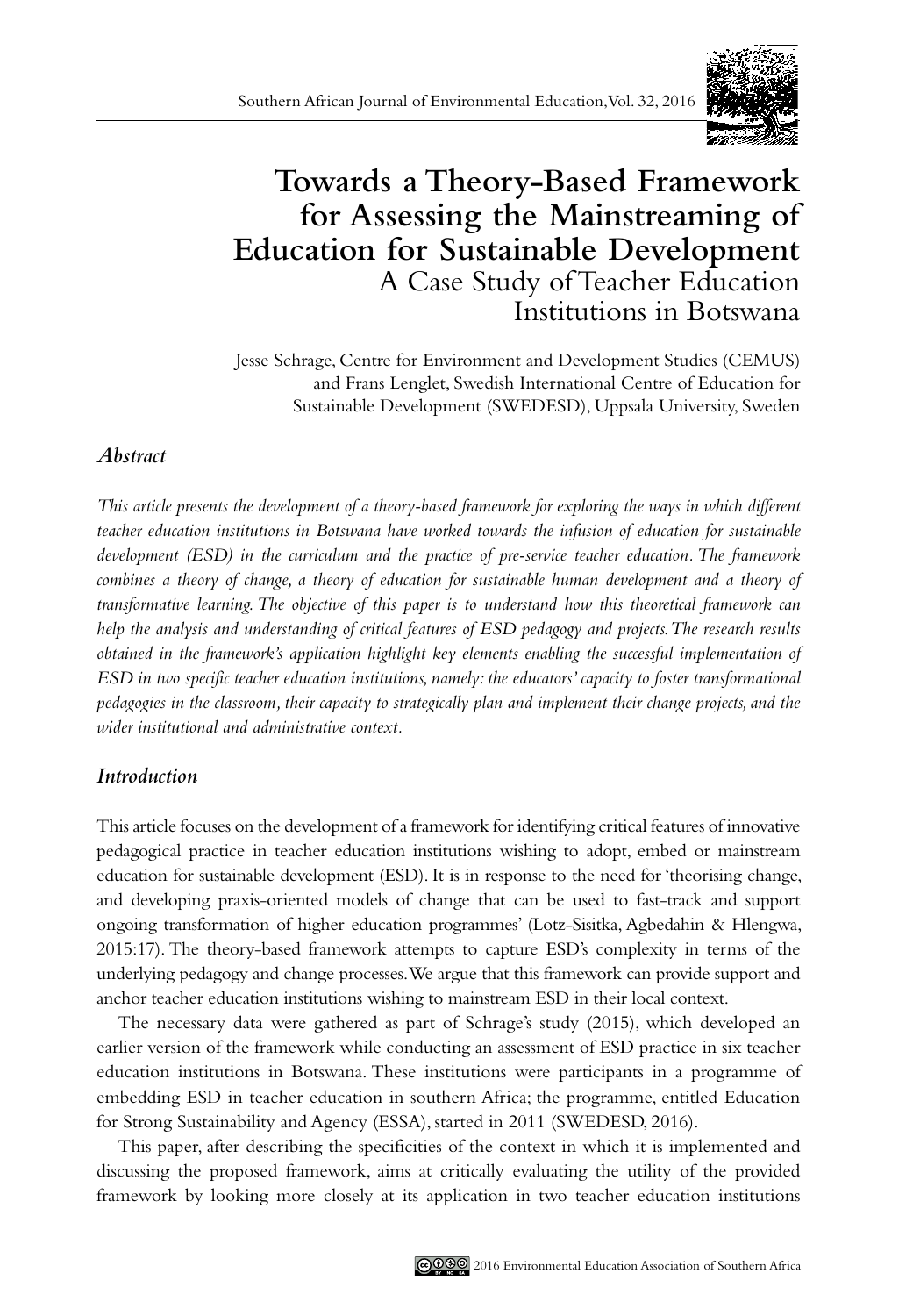# Towards a Theory-Based Framework for Assessing the Mainstreaming of Education for Sustainable Development

## A Case Study of Teacher Education Institutions in Botswana

Jesse Schrage, Centre for Environment and Development Studies (CEMUS) and Frans Lenglet, Swedish International Centre of Education for Sustainable Development (SWEDESD), Uppsala University, Sweden

### *Abstract*

*This article presents the development of a theory-based framework for exploring the ways in which different teacher education institutions in Botswana have worked towards the infusion of education for sustainable development (ESD) in the curriculum and the practice of pre-service teacher education. The framework combines a theory of change, a theory of education for sustainable human development and a theory of transformative learning. The objective of this paper is to understand how this theoretical framework can help the analysis and understanding of critical features of ESD pedagogy and projects. The research results obtained in the framework's application highlight key elements enabling the successful implementation of ESD in two specific teacher education institutions, namely: the educators' capacity to foster transformational pedagogies in the classroom, their capacity to strategically plan and implement their change projects, and the wider institutional and administrative context.*

### *Introduction*

This article focuses on the development of a framework for identifying critical features of innovative pedagogical practice in teacher education institutions wishing to adopt, embed or mainstream education for sustainable development (ESD). It is in response to the need for 'theorising change, and developing praxis-oriented models of change that can be used to fast-track and support ongoing transformation of higher education programmes' (Lotz-Sisitka, Agbedahin & Hlengwa, 2015:17). The theory-based framework attempts to capture ESD's complexity in terms of the underlying pedagogy and change processes. We argue that this framework can provide support and anchor teacher education institutions wishing to mainstream ESD in their local context.

The necessary data were gathered as part of Schrage's study (2015), which developed an earlier version of the framework while conducting an assessment of ESD practice in six teacher education institutions in Botswana. These institutions were participants in a programme of embedding ESD in teacher education in southern Africa; the programme, entitled Education for Strong Sustainability and Agency (ESSA), started in 2011 (SWEDESD, 2016).

This paper, after describing the specificities of the context in which it is implemented and discussing the proposed framework, aims at critically evaluating the utility of the provided framework by looking more closely at its application in two teacher education institutions

2016 Environmental Education Association of Southern Africa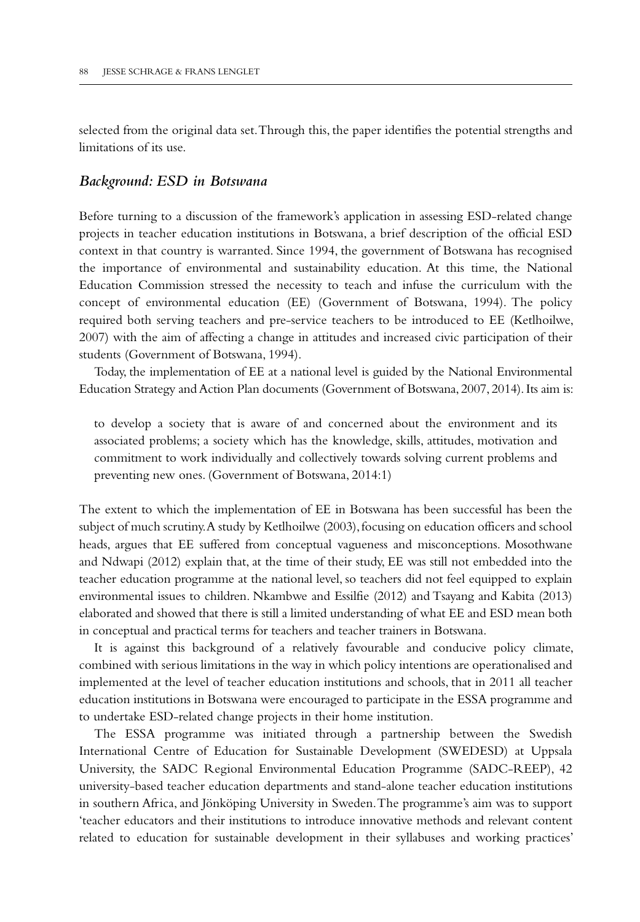selected from the original data set. Through this, the paper identifies the potential strengths and limitations of its use.

## *Background: ESD in Botswana*

Before turning to a discussion of the framework's application in assessing ESD-related change projects in teacher education institutions in Botswana, a brief description of the official ESD context in that country is warranted. Since 1994, the government of Botswana has recognised the importance of environmental and sustainability education. At this time, the National Education Commission stressed the necessity to teach and infuse the curriculum with the concept of environmental education (EE) (Government of Botswana, 1994). The policy required both serving teachers and pre-service teachers to be introduced to EE (Ketlhoilwe, 2007) with the aim of affecting a change in attitudes and increased civic participation of their students (Government of Botswana, 1994).

Today, the implementation of EE at a national level is guided by the National Environmental Education Strategy and Action Plan documents (Government of Botswana, 2007, 2014). Its aim is:

> to develop a society that is aware of and concerned about the environment and its associated problems; a society which has the knowledge, skills, attitudes, motivation and commitment to work individually and collectively towards solving current problems and preventing new ones. (Government of Botswana, 2014:1)

The extent to which the implementation of EE in Botswana has been successful has been the subject of much scrutiny. A study by Ketlhoilwe (2003), focusing on education officers and school heads, argues that EE suffered from conceptual vagueness and misconceptions. Mosothwane and Ndwapi (2012) explain that, at the time of their study, EE was still not embedded into the teacher education programme at the national level, so teachers did not feel equipped to explain environmental issues to children. Nkambwe and Essilfie (2012) and Tsayang and Kabita (2013) elaborated and showed that there is still a limited understanding of what EE and ESD mean both in conceptual and practical terms for teachers and teacher trainers in Botswana.

It is against this background of a relatively favourable and conducive policy climate, combined with serious limitations in the way in which policy intentions are operationalised and implemented at the level of teacher education institutions and schools, that in 2011 all teacher education institutions in Botswana were encouraged to participate in the ESSA programme and to undertake ESD-related change projects in their home institution.

The ESSA programme was initiated through a partnership between the Swedish International Centre of Education for Sustainable Development (SWEDESD) at Uppsala University, the SADC Regional Environmental Education Programme (SADC-REEP), 42 university-based teacher education departments and stand-alone teacher education institutions in southern Africa, and Jönköping University in Sweden. The programme's aim was to support 'teacher educators and their institutions to introduce innovative methods and relevant content related to education for sustainable development in their syllabuses and working practices'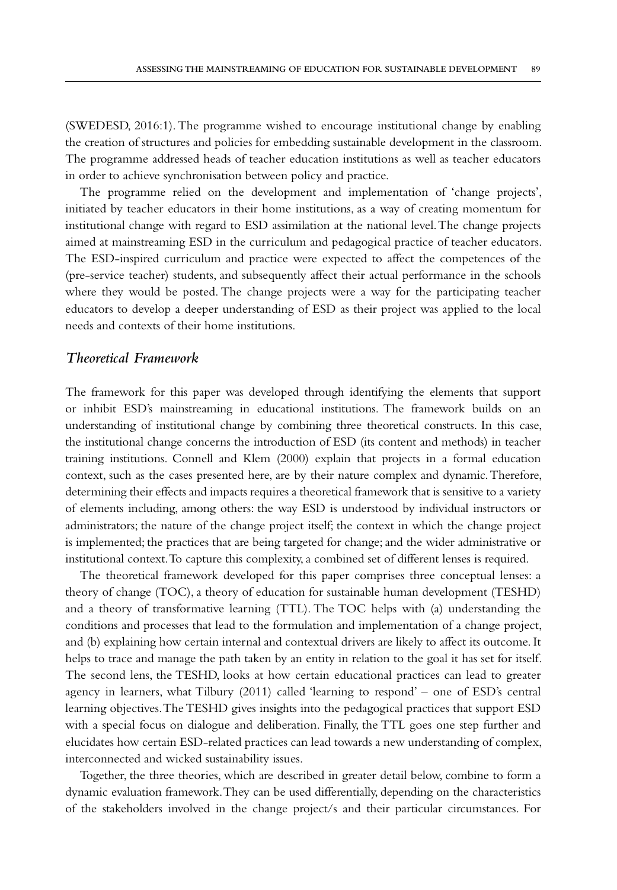(SWEDESD, 2016:1). The programme wished to encourage institutional change by enabling the creation of structures and policies for embedding sustainable development in the classroom. The programme addressed heads of teacher education institutions as well as teacher educators in order to achieve synchronisation between policy and practice.

The programme relied on the development and implementation of 'change projects', initiated by teacher educators in their home institutions, as a way of creating momentum for institutional change with regard to ESD assimilation at the national level. The change projects aimed at mainstreaming ESD in the curriculum and pedagogical practice of teacher educators. The ESD-inspired curriculum and practice were expected to affect the competences of the (pre-service teacher) students, and subsequently affect their actual performance in the schools where they would be posted. The change projects were a way for the participating teacher educators to develop a deeper understanding of ESD as their project was applied to the local needs and contexts of their home institutions.

## *Theoretical Framework*

The framework for this paper was developed through identifying the elements that support or inhibit ESD's mainstreaming in educational institutions. The framework builds on an understanding of institutional change by combining three theoretical constructs. In this case, the institutional change concerns the introduction of ESD (its content and methods) in teacher training institutions. Connell and Klem (2000) explain that projects in a formal education context, such as the cases presented here, are by their nature complex and dynamic. Therefore, determining their effects and impacts requires a theoretical framework that is sensitive to a variety of elements including, among others: the way ESD is understood by individual instructors or administrators; the nature of the change project itself; the context in which the change project is implemented; the practices that are being targeted for change; and the wider administrative or institutional context. To capture this complexity, a combined set of different lenses is required.

The theoretical framework developed for this paper comprises three conceptual lenses: a theory of change (TOC), a theory of education for sustainable human development (TESHD) and a theory of transformative learning (TTL). The TOC helps with (a) understanding the conditions and processes that lead to the formulation and implementation of a change project, and (b) explaining how certain internal and contextual drivers are likely to affect its outcome. It helps to trace and manage the path taken by an entity in relation to the goal it has set for itself. The second lens, the TESHD, looks at how certain educational practices can lead to greater agency in learners, what Tilbury (2011) called 'learning to respond' – one of ESD's central learning objectives. The TESHD gives insights into the pedagogical practices that support ESD with a special focus on dialogue and deliberation. Finally, the TTL goes one step further and elucidates how certain ESD-related practices can lead towards a new understanding of complex, interconnected and wicked sustainability issues.

Together, the three theories, which are described in greater detail below, combine to form a dynamic evaluation framework. They can be used differentially, depending on the characteristics of the stakeholders involved in the change project/s and their particular circumstances. For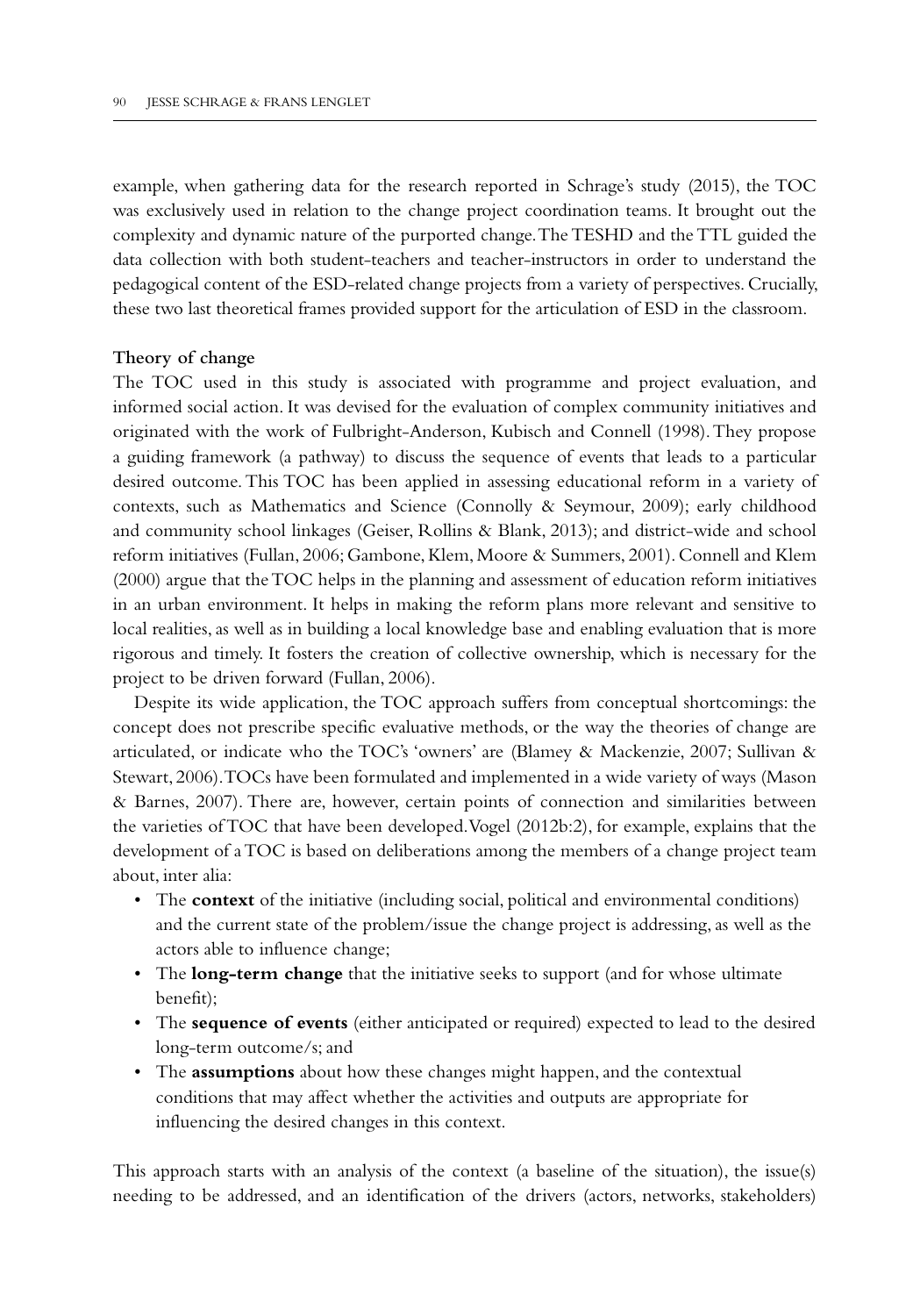example, when gathering data for the research reported in Schrage's study (2015), the TOC was exclusively used in relation to the change project coordination teams. It brought out the complexity and dynamic nature of the purported change. The TESHD and the TTL guided the data collection with both student-teachers and teacher-instructors in order to understand the pedagogical content of the ESD-related change projects from a variety of perspectives. Crucially, these two last theoretical frames provided support for the articulation of ESD in the classroom.

### Theory of change

The TOC used in this study is associated with programme and project evaluation, and informed social action. It was devised for the evaluation of complex community initiatives and originated with the work of Fulbright-Anderson, Kubisch and Connell (1998). They propose a guiding framework (a pathway) to discuss the sequence of events that leads to a particular desired outcome. This TOC has been applied in assessing educational reform in a variety of contexts, such as Mathematics and Science (Connolly & Seymour, 2009); early childhood and community school linkages (Geiser, Rollins & Blank, 2013); and district-wide and school reform initiatives (Fullan, 2006; Gambone, Klem, Moore & Summers, 2001). Connell and Klem (2000) argue that the TOC helps in the planning and assessment of education reform initiatives in an urban environment. It helps in making the reform plans more relevant and sensitive to local realities, as well as in building a local knowledge base and enabling evaluation that is more rigorous and timely. It fosters the creation of collective ownership, which is necessary for the project to be driven forward (Fullan, 2006).

Despite its wide application, the TOC approach suffers from conceptual shortcomings: the concept does not prescribe specific evaluative methods, or the way the theories of change are articulated, or indicate who the TOC's 'owners' are (Blamey & Mackenzie, 2007; Sullivan & Stewart, 2006). TOCs have been formulated and implemented in a wide variety of ways (Mason & Barnes, 2007). There are, however, certain points of connection and similarities between the varieties of TOC that have been developed. Vogel (2012b:2), for example, explains that the development of a TOC is based on deliberations among the members of a change project team about, inter alia:

- The **context** of the initiative (including social, political and environmental conditions) and the current state of the problem/issue the change project is addressing, as well as the actors able to influence change;
- The **long-term change** that the initiative seeks to support (and for whose ultimate benefit);
- The **sequence of events** (either anticipated or required) expected to lead to the desired long-term outcome/s; and
- The **assumptions** about how these changes might happen, and the contextual conditions that may affect whether the activities and outputs are appropriate for influencing the desired changes in this context.

This approach starts with an analysis of the context (a baseline of the situation), the issue(s) needing to be addressed, and an identification of the drivers (actors, networks, stakeholders)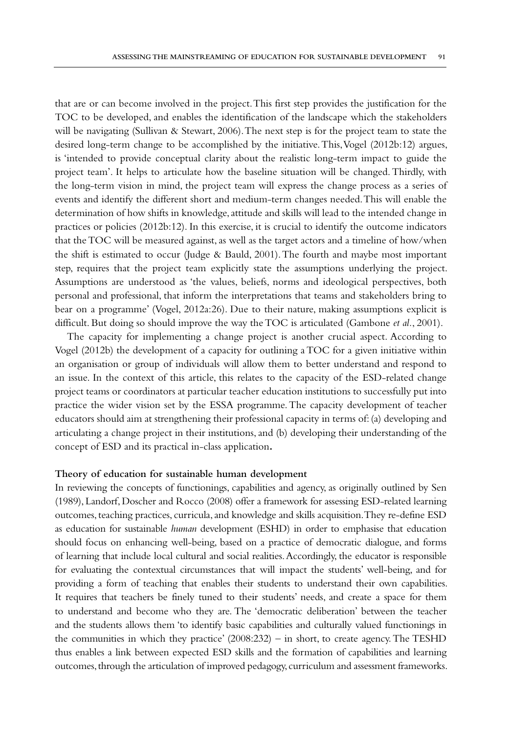that are or can become involved in the project. This first step provides the justification for the TOC to be developed, and enables the identification of the landscape which the stakeholders will be navigating (Sullivan & Stewart, 2006). The next step is for the project team to state the desired long-term change to be accomplished by the initiative. This, Vogel (2012b:12) argues, is 'intended to provide conceptual clarity about the realistic long-term impact to guide the project team'. It helps to articulate how the baseline situation will be changed. Thirdly, with the long-term vision in mind, the project team will express the change process as a series of events and identify the different short and medium-term changes needed. This will enable the determination of how shifts in knowledge, attitude and skills will lead to the intended change in practices or policies (2012b:12). In this exercise, it is crucial to identify the outcome indicators that the TOC will be measured against, as well as the target actors and a timeline of how/when the shift is estimated to occur (Judge & Bauld, 2001). The fourth and maybe most important step, requires that the project team explicitly state the assumptions underlying the project. Assumptions are understood as 'the values, beliefs, norms and ideological perspectives, both personal and professional, that inform the interpretations that teams and stakeholders bring to bear on a programme' (Vogel, 2012a:26). Due to their nature, making assumptions explicit is difficult. But doing so should improve the way the TOC is articulated (Gambone *et al.*, 2001).

The capacity for implementing a change project is another crucial aspect. According to Vogel (2012b) the development of a capacity for outlining a TOC for a given initiative within an organisation or group of individuals will allow them to better understand and respond to an issue. In the context of this article, this relates to the capacity of the ESD-related change project teams or coordinators at particular teacher education institutions to successfully put into practice the wider vision set by the ESSA programme. The capacity development of teacher educators should aim at strengthening their professional capacity in terms of: (a) developing and articulating a change project in their institutions, and (b) developing their understanding of the concept of ESD and its practical in-class application**.**

**Theory of education for sustainable human development**

In reviewing the concepts of functionings, capabilities and agency, as originally outlined by Sen (1989), Landorf, Doscher and Rocco (2008) offer a framework for assessing ESD-related learning outcomes, teaching practices, curricula, and knowledge and skills acquisition. They re-define ESD as education for sustainable *human* development (ESHD) in order to emphasise that education should focus on enhancing well-being, based on a practice of democratic dialogue, and forms of learning that include local cultural and social realities. Accordingly, the educator is responsible for evaluating the contextual circumstances that will impact the students' well-being, and for providing a form of teaching that enables their students to understand their own capabilities. It requires that teachers be finely tuned to their students' needs, and create a space for them to understand and become who they are. The 'democratic deliberation' between the teacher and the students allows them 'to identify basic capabilities and culturally valued functionings in the communities in which they practice' (2008:232) – in short, to create agency. The TESHD thus enables a link between expected ESD skills and the formation of capabilities and learning outcomes, through the articulation of improved pedagogy, curriculum and assessment frameworks.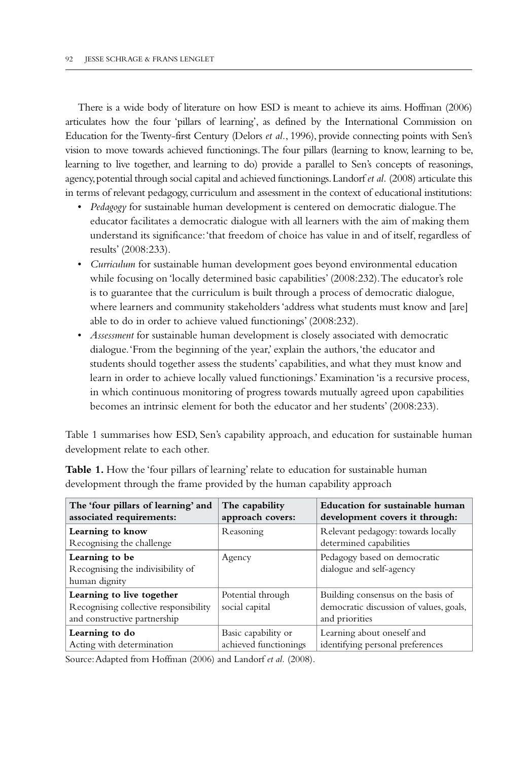There is a wide body of literature on how ESD is meant to achieve its aims. Hoffman (2006) articulates how the four 'pillars of learning', as defined by the International Commission on Education for the Twenty-first Century (Delors *et al.*, 1996), provide connecting points with Sen's vision to move towards achieved functionings. The four pillars (learning to know, learning to be, learning to live together, and learning to do) provide a parallel to Sen's concepts of reasonings, agency, potential through social capital and achieved functionings. Landorf *et al.* (2008) articulate this in terms of relevant pedagogy, curriculum and assessment in the context of educational institutions:

- *Pedagogy* for sustainable human development is centered on democratic dialogue. The educator facilitates a democratic dialogue with all learners with the aim of making them understand its significance: 'that freedom of choice has value in and of itself, regardless of results' (2008:233).
- *Curriculum* for sustainable human development goes beyond environmental education while focusing on 'locally determined basic capabilities' (2008:232). The educator's role is to guarantee that the curriculum is built through a process of democratic dialogue, where learners and community stakeholders 'address what students must know and [are] able to do in order to achieve valued functionings' (2008:232).
- *Assessment* for sustainable human development is closely associated with democratic dialogue. 'From the beginning of the year,' explain the authors, 'the educator and students should together assess the students' capabilities, and what they must know and learn in order to achieve locally valued functionings.' Examination 'is a recursive process, in which continuous monitoring of progress towards mutually agreed upon capabilities becomes an intrinsic element for both the educator and her students' (2008:233).

Table 1 summarises how ESD, Sen's capability approach, and education for sustainable human development relate to each other.

**Table 1.** How the 'four pillars of learning' relate to education for sustainable human development through the frame provided by the human capability approach

| The 'four pillars of learning' and associated requirements: | The capability approach covers: | Education for sustainable human development covers it through: |
| --- | --- | --- |
| **Learning to know**<br>Recognising the challenge | Reasoning | Relevant pedagogy: towards locally determined capabilities |
| **Learning to be**<br>Recognising the indivisibility of human dignity | Agency | Pedagogy based on democratic dialogue and self-agency |
| **Learning to live together**<br>Recognising collective responsibility and constructive partnership | Potential through social capital | Building consensus on the basis of democratic discussion of values, goals, and priorities |
| **Learning to do**<br>Acting with determination | Basic capability or achieved functionings | Learning about oneself and identifying personal preferences |

Source: Adapted from Hoffman (2006) and Landorf *et al.* (2008).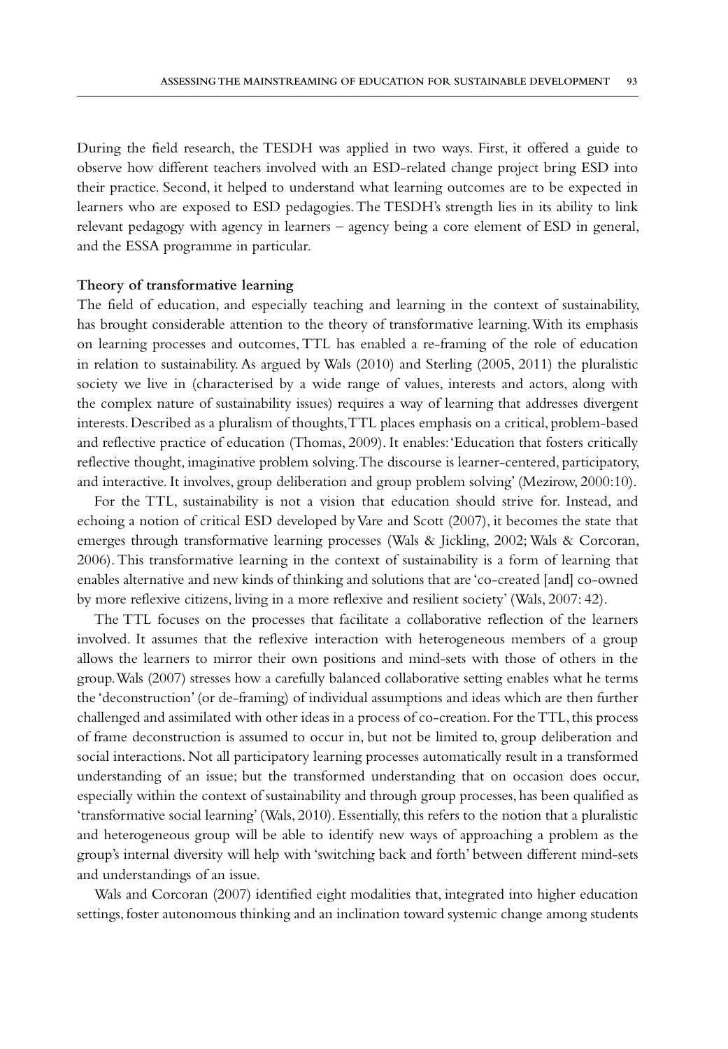During the field research, the TESDH was applied in two ways. First, it offered a guide to observe how different teachers involved with an ESD-related change project bring ESD into their practice. Second, it helped to understand what learning outcomes are to be expected in learners who are exposed to ESD pedagogies. The TESDH's strength lies in its ability to link relevant pedagogy with agency in learners – agency being a core element of ESD in general, and the ESSA programme in particular.

### Theory of transformative learning

The field of education, and especially teaching and learning in the context of sustainability, has brought considerable attention to the theory of transformative learning. With its emphasis on learning processes and outcomes, TTL has enabled a re-framing of the role of education in relation to sustainability. As argued by Wals (2010) and Sterling (2005, 2011) the pluralistic society we live in (characterised by a wide range of values, interests and actors, along with the complex nature of sustainability issues) requires a way of learning that addresses divergent interests. Described as a pluralism of thoughts, TTL places emphasis on a critical, problem-based and reflective practice of education (Thomas, 2009). It enables: 'Education that fosters critically reflective thought, imaginative problem solving. The discourse is learner-centered, participatory, and interactive. It involves, group deliberation and group problem solving' (Mezirow, 2000:10).

For the TTL, sustainability is not a vision that education should strive for. Instead, and echoing a notion of critical ESD developed by Vare and Scott (2007), it becomes the state that emerges through transformative learning processes (Wals & Jickling, 2002; Wals & Corcoran, 2006). This transformative learning in the context of sustainability is a form of learning that enables alternative and new kinds of thinking and solutions that are 'co-created [and] co-owned by more reflexive citizens, living in a more reflexive and resilient society' (Wals, 2007: 42).

The TTL focuses on the processes that facilitate a collaborative reflection of the learners involved. It assumes that the reflexive interaction with heterogeneous members of a group allows the learners to mirror their own positions and mind-sets with those of others in the group. Wals (2007) stresses how a carefully balanced collaborative setting enables what he terms the 'deconstruction' (or de-framing) of individual assumptions and ideas which are then further challenged and assimilated with other ideas in a process of co-creation. For the TTL, this process of frame deconstruction is assumed to occur in, but not be limited to, group deliberation and social interactions. Not all participatory learning processes automatically result in a transformed understanding of an issue; but the transformed understanding that on occasion does occur, especially within the context of sustainability and through group processes, has been qualified as 'transformative social learning' (Wals, 2010). Essentially, this refers to the notion that a pluralistic and heterogeneous group will be able to identify new ways of approaching a problem as the group's internal diversity will help with 'switching back and forth' between different mind-sets and understandings of an issue.

Wals and Corcoran (2007) identified eight modalities that, integrated into higher education settings, foster autonomous thinking and an inclination toward systemic change among students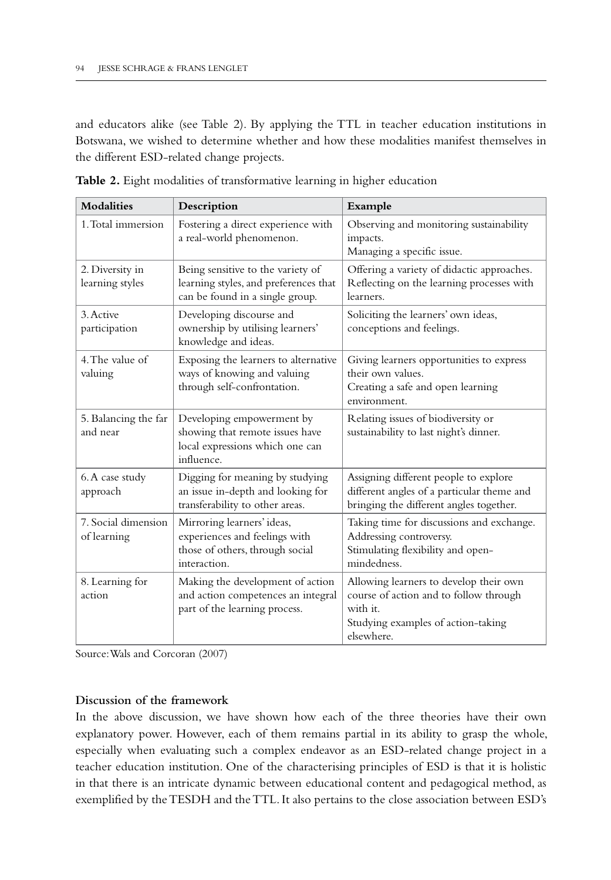and educators alike (see Table 2). By applying the TTL in teacher education institutions in Botswana, we wished to determine whether and how these modalities manifest themselves in the different ESD-related change projects.

**Table 2.** Eight modalities of transformative learning in higher education

| Modalities | Description | Example |
|---|---|---|
| 1. Total immersion | Fostering a direct experience with a real-world phenomenon. | Observing and monitoring sustainability impacts.<br>Managing a specific issue. |
| 2. Diversity in learning styles | Being sensitive to the variety of learning styles, and preferences that can be found in a single group. | Offering a variety of didactic approaches.<br>Reflecting on the learning processes with learners. |
| 3. Active participation | Developing discourse and ownership by utilising learners' knowledge and ideas. | Soliciting the learners' own ideas, conceptions and feelings. |
| 4. The value of valuing | Exposing the learners to alternative ways of knowing and valuing through self-confrontation. | Giving learners opportunities to express their own values.<br>Creating a safe and open learning environment. |
| 5. Balancing the far and near | Developing empowerment by showing that remote issues have local expressions which one can influence. | Relating issues of biodiversity or sustainability to last night's dinner. |
| 6. A case study approach | Digging for meaning by studying an issue in-depth and looking for transferability to other areas. | Assigning different people to explore different angles of a particular theme and bringing the different angles together. |
| 7. Social dimension of learning | Mirroring learners' ideas, experiences and feelings with those of others, through social interaction. | Taking time for discussions and exchange.<br>Addressing controversy.<br>Stimulating flexibility and open-mindedness. |
| 8. Learning for action | Making the development of action and action competences an integral part of the learning process. | Allowing learners to develop their own course of action and to follow through with it.<br>Studying examples of action-taking elsewhere. |

Source: Wals and Corcoran (2007)

**Discussion of the framework**

In the above discussion, we have shown how each of the three theories have their own explanatory power. However, each of them remains partial in its ability to grasp the whole, especially when evaluating such a complex endeavor as an ESD-related change project in a teacher education institution. One of the characterising principles of ESD is that it is holistic in that there is an intricate dynamic between educational content and pedagogical method, as exemplified by the TESDH and the TTL. It also pertains to the close association between ESD's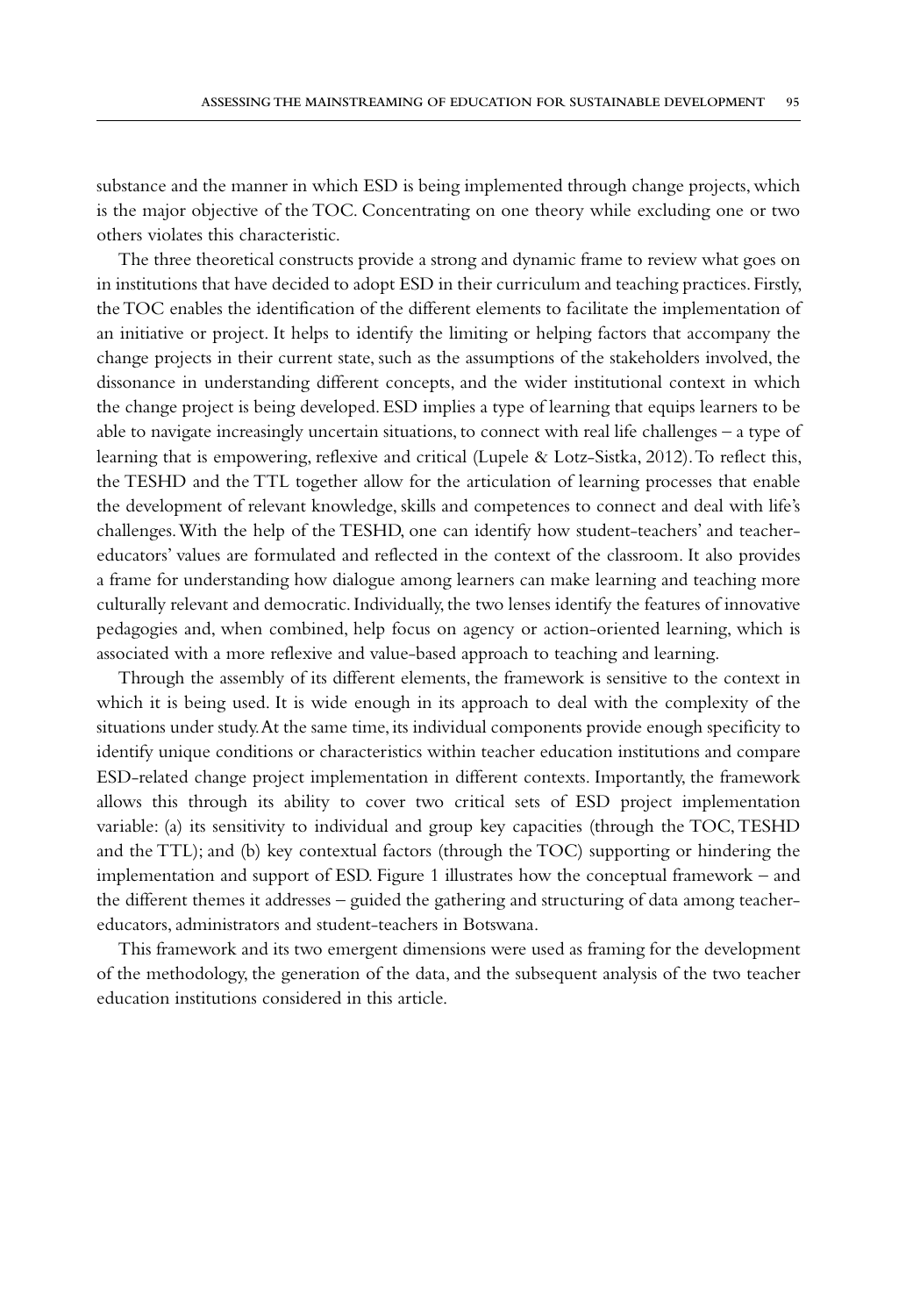substance and the manner in which ESD is being implemented through change projects, which is the major objective of the TOC. Concentrating on one theory while excluding one or two others violates this characteristic.

The three theoretical constructs provide a strong and dynamic frame to review what goes on in institutions that have decided to adopt ESD in their curriculum and teaching practices. Firstly, the TOC enables the identification of the different elements to facilitate the implementation of an initiative or project. It helps to identify the limiting or helping factors that accompany the change projects in their current state, such as the assumptions of the stakeholders involved, the dissonance in understanding different concepts, and the wider institutional context in which the change project is being developed. ESD implies a type of learning that equips learners to be able to navigate increasingly uncertain situations, to connect with real life challenges – a type of learning that is empowering, reflexive and critical (Lupele & Lotz-Sistka, 2012). To reflect this, the TESHD and the TTL together allow for the articulation of learning processes that enable the development of relevant knowledge, skills and competences to connect and deal with life's challenges. With the help of the TESHD, one can identify how student-teachers' and teacher-educators' values are formulated and reflected in the context of the classroom. It also provides a frame for understanding how dialogue among learners can make learning and teaching more culturally relevant and democratic. Individually, the two lenses identify the features of innovative pedagogies and, when combined, help focus on agency or action-oriented learning, which is associated with a more reflexive and value-based approach to teaching and learning.

Through the assembly of its different elements, the framework is sensitive to the context in which it is being used. It is wide enough in its approach to deal with the complexity of the situations under study. At the same time, its individual components provide enough specificity to identify unique conditions or characteristics within teacher education institutions and compare ESD-related change project implementation in different contexts. Importantly, the framework allows this through its ability to cover two critical sets of ESD project implementation variable: (a) its sensitivity to individual and group key capacities (through the TOC, TESHD and the TTL); and (b) key contextual factors (through the TOC) supporting or hindering the implementation and support of ESD. Figure 1 illustrates how the conceptual framework – and the different themes it addresses – guided the gathering and structuring of data among teacher-educators, administrators and student-teachers in Botswana.

This framework and its two emergent dimensions were used as framing for the development of the methodology, the generation of the data, and the subsequent analysis of the two teacher education institutions considered in this article.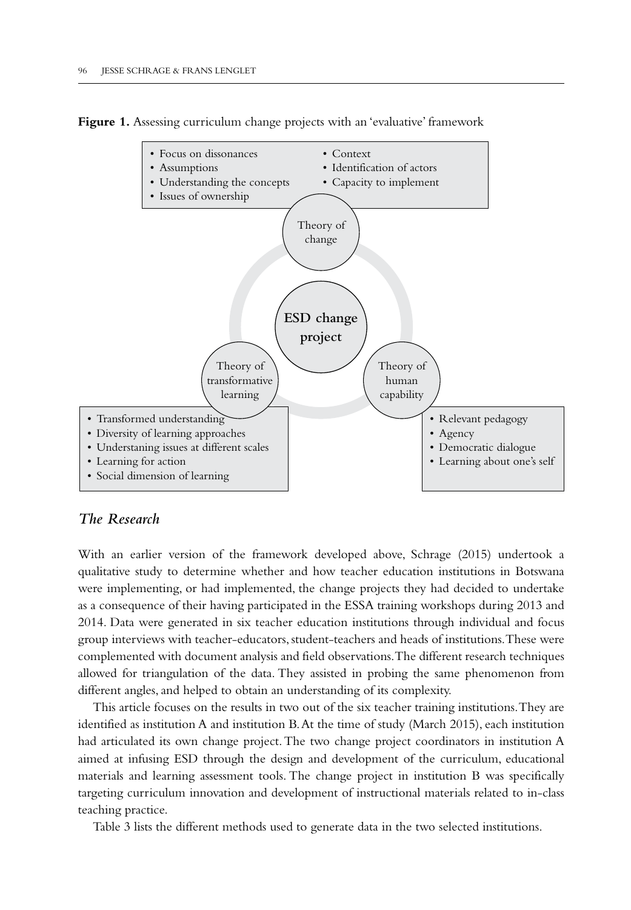**Figure 1.** Assessing curriculum change projects with an 'evaluative' framework

ESD change project

Theory of change
- Focus on dissonances
- Assumptions
- Understanding the concepts
- Issues of ownership
- Context
- Identification of actors
- Capacity to implement

Theory of transformative learning
- Transformed understanding
- Diversity of learning approaches
- Understaning issues at different scales
- Learning for action
- Social dimension of learning

Theory of human capability
- Relevant pedagogy
- Agency
- Democratic dialogue
- Learning about one's self

## *The Research*

With an earlier version of the framework developed above, Schrage (2015) undertook a qualitative study to determine whether and how teacher education institutions in Botswana were implementing, or had implemented, the change projects they had decided to undertake as a consequence of their having participated in the ESSA training workshops during 2013 and 2014. Data were generated in six teacher education institutions through individual and focus group interviews with teacher-educators, student-teachers and heads of institutions. These were complemented with document analysis and field observations. The different research techniques allowed for triangulation of the data. They assisted in probing the same phenomenon from different angles, and helped to obtain an understanding of its complexity.

This article focuses on the results in two out of the six teacher training institutions. They are identified as institution A and institution B. At the time of study (March 2015), each institution had articulated its own change project. The two change project coordinators in institution A aimed at infusing ESD through the design and development of the curriculum, educational materials and learning assessment tools. The change project in institution B was specifically targeting curriculum innovation and development of instructional materials related to in-class teaching practice.

Table 3 lists the different methods used to generate data in the two selected institutions.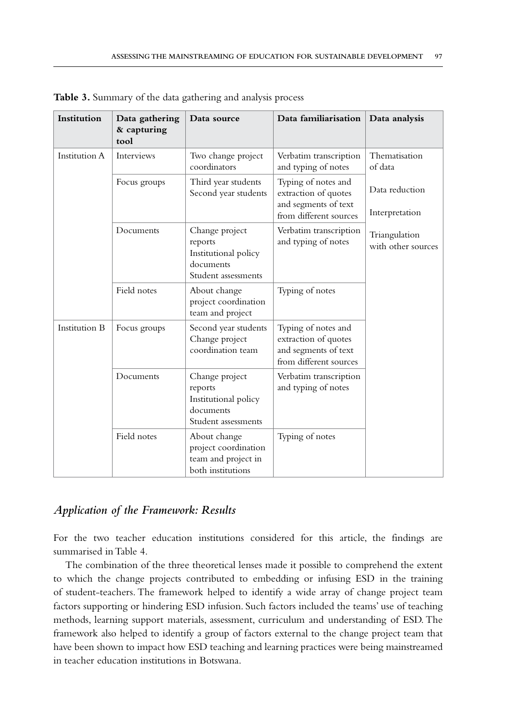**Table 3.** Summary of the data gathering and analysis process

| Institution | Data gathering & capturing tool | Data source | Data familiarisation | Data analysis |
|---|---|---|---|---|
| Institution A | Interviews | Two change project coordinators | Verbatim transcription and typing of notes | Thematisation of data |
| | Focus groups | Third year students Second year students | Typing of notes and extraction of quotes and segments of text from different sources | Data reduction Interpretation |
| | Documents | Change project reports Institutional policy documents Student assessments | Verbatim transcription and typing of notes | Triangulation with other sources |
| | Field notes | About change project coordination team and project | Typing of notes | |
| Institution B | Focus groups | Second year students Change project coordination team | Typing of notes and extraction of quotes and segments of text from different sources | |
| | Documents | Change project reports Institutional policy documents Student assessments | Verbatim transcription and typing of notes | |
| | Field notes | About change project coordination team and project in both institutions | Typing of notes | |

## *Application of the Framework: Results*

For the two teacher education institutions considered for this article, the findings are summarised in Table 4.

The combination of the three theoretical lenses made it possible to comprehend the extent to which the change projects contributed to embedding or infusing ESD in the training of student-teachers. The framework helped to identify a wide array of change project team factors supporting or hindering ESD infusion. Such factors included the teams' use of teaching methods, learning support materials, assessment, curriculum and understanding of ESD. The framework also helped to identify a group of factors external to the change project team that have been shown to impact how ESD teaching and learning practices were being mainstreamed in teacher education institutions in Botswana.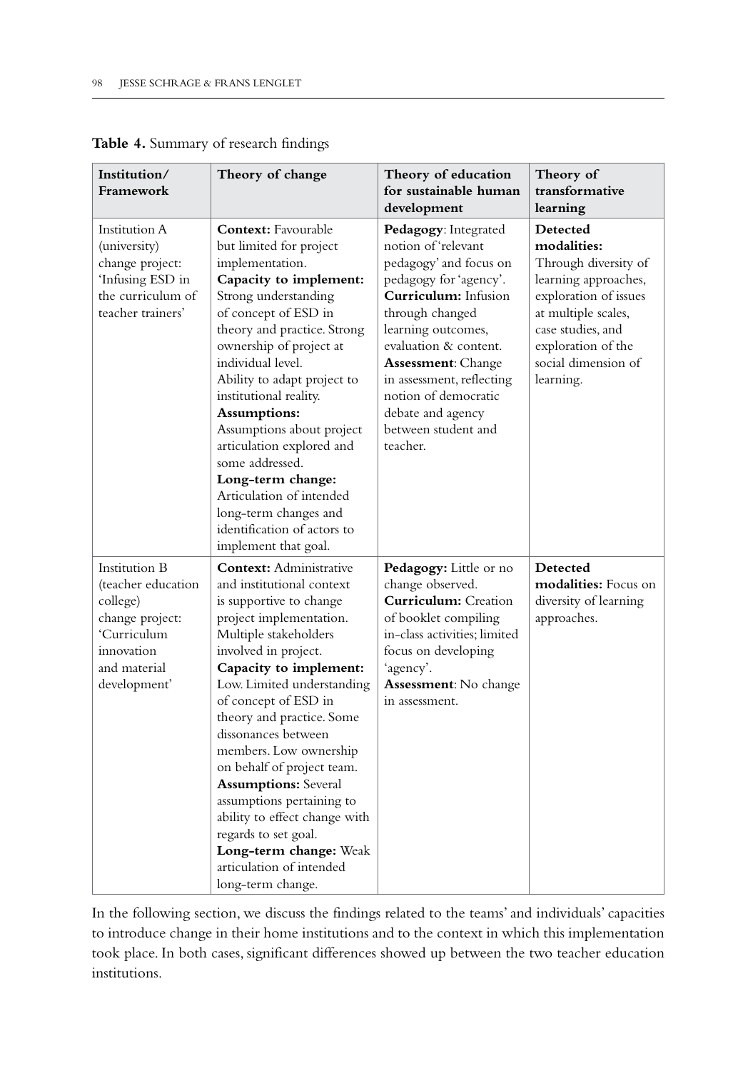**Table 4.** Summary of research findings

| Institution/ Framework | Theory of change | Theory of education for sustainable human development | Theory of transformative learning |
|---|---|---|---|
| Institution A (university) change project: 'Infusing ESD in the curriculum of teacher trainers' | **Context:** Favourable but limited for project implementation. **Capacity to implement:** Strong understanding of concept of ESD in theory and practice. Strong ownership of project at individual level. Ability to adapt project to institutional reality. **Assumptions:** Assumptions about project articulation explored and some addressed. **Long-term change:** Articulation of intended long-term changes and identification of actors to implement that goal. | **Pedagogy**: Integrated notion of 'relevant pedagogy' and focus on pedagogy for 'agency'. **Curriculum:** Infusion through changed learning outcomes, evaluation & content. **Assessment**: Change in assessment, reflecting notion of democratic debate and agency between student and teacher. | **Detected modalities:** Through diversity of learning approaches, exploration of issues at multiple scales, case studies, and exploration of the social dimension of learning. |
| Institution B (teacher education college) change project: 'Curriculum innovation and material development' | **Context:** Administrative and institutional context is supportive to change project implementation. Multiple stakeholders involved in project. **Capacity to implement:** Low. Limited understanding of concept of ESD in theory and practice. Some dissonances between members. Low ownership on behalf of project team. **Assumptions:** Several assumptions pertaining to ability to effect change with regards to set goal. **Long-term change:** Weak articulation of intended long-term change. | **Pedagogy:** Little or no change observed. **Curriculum:** Creation of booklet compiling in-class activities; limited focus on developing 'agency'. **Assessment**: No change in assessment. | **Detected modalities:** Focus on diversity of learning approaches. |

In the following section, we discuss the findings related to the teams' and individuals' capacities to introduce change in their home institutions and to the context in which this implementation took place. In both cases, significant differences showed up between the two teacher education institutions.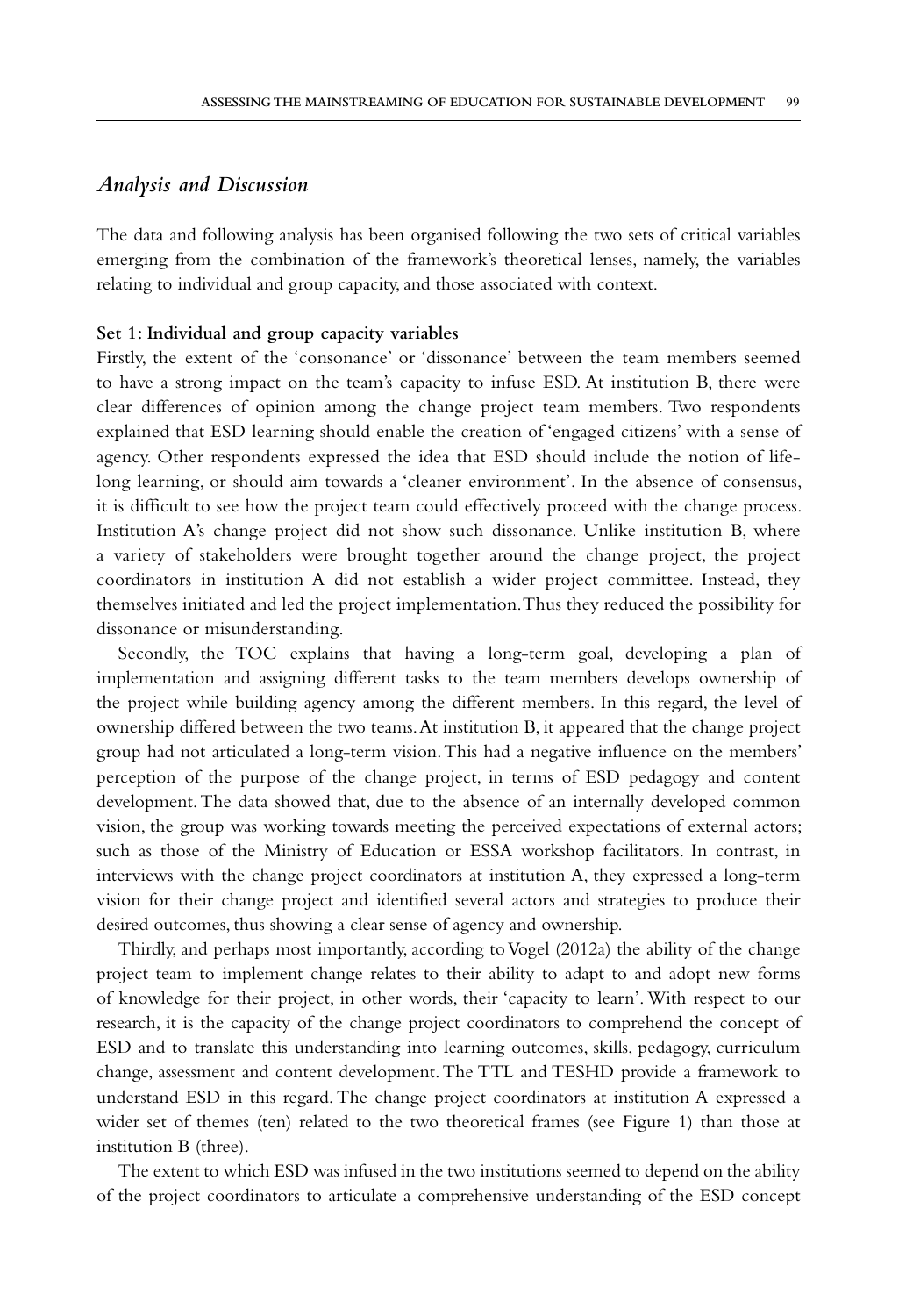## *Analysis and Discussion*

The data and following analysis has been organised following the two sets of critical variables emerging from the combination of the framework's theoretical lenses, namely, the variables relating to individual and group capacity, and those associated with context.

### Set 1: Individual and group capacity variables

Firstly, the extent of the 'consonance' or 'dissonance' between the team members seemed to have a strong impact on the team's capacity to infuse ESD. At institution B, there were clear differences of opinion among the change project team members. Two respondents explained that ESD learning should enable the creation of 'engaged citizens' with a sense of agency. Other respondents expressed the idea that ESD should include the notion of life-long learning, or should aim towards a 'cleaner environment'. In the absence of consensus, it is difficult to see how the project team could effectively proceed with the change process. Institution A's change project did not show such dissonance. Unlike institution B, where a variety of stakeholders were brought together around the change project, the project coordinators in institution A did not establish a wider project committee. Instead, they themselves initiated and led the project implementation. Thus they reduced the possibility for dissonance or misunderstanding.

Secondly, the TOC explains that having a long-term goal, developing a plan of implementation and assigning different tasks to the team members develops ownership of the project while building agency among the different members. In this regard, the level of ownership differed between the two teams. At institution B, it appeared that the change project group had not articulated a long-term vision. This had a negative influence on the members' perception of the purpose of the change project, in terms of ESD pedagogy and content development. The data showed that, due to the absence of an internally developed common vision, the group was working towards meeting the perceived expectations of external actors; such as those of the Ministry of Education or ESSA workshop facilitators. In contrast, in interviews with the change project coordinators at institution A, they expressed a long-term vision for their change project and identified several actors and strategies to produce their desired outcomes, thus showing a clear sense of agency and ownership.

Thirdly, and perhaps most importantly, according to Vogel (2012a) the ability of the change project team to implement change relates to their ability to adapt to and adopt new forms of knowledge for their project, in other words, their 'capacity to learn'. With respect to our research, it is the capacity of the change project coordinators to comprehend the concept of ESD and to translate this understanding into learning outcomes, skills, pedagogy, curriculum change, assessment and content development. The TTL and TESHD provide a framework to understand ESD in this regard. The change project coordinators at institution A expressed a wider set of themes (ten) related to the two theoretical frames (see Figure 1) than those at institution B (three).

The extent to which ESD was infused in the two institutions seemed to depend on the ability of the project coordinators to articulate a comprehensive understanding of the ESD concept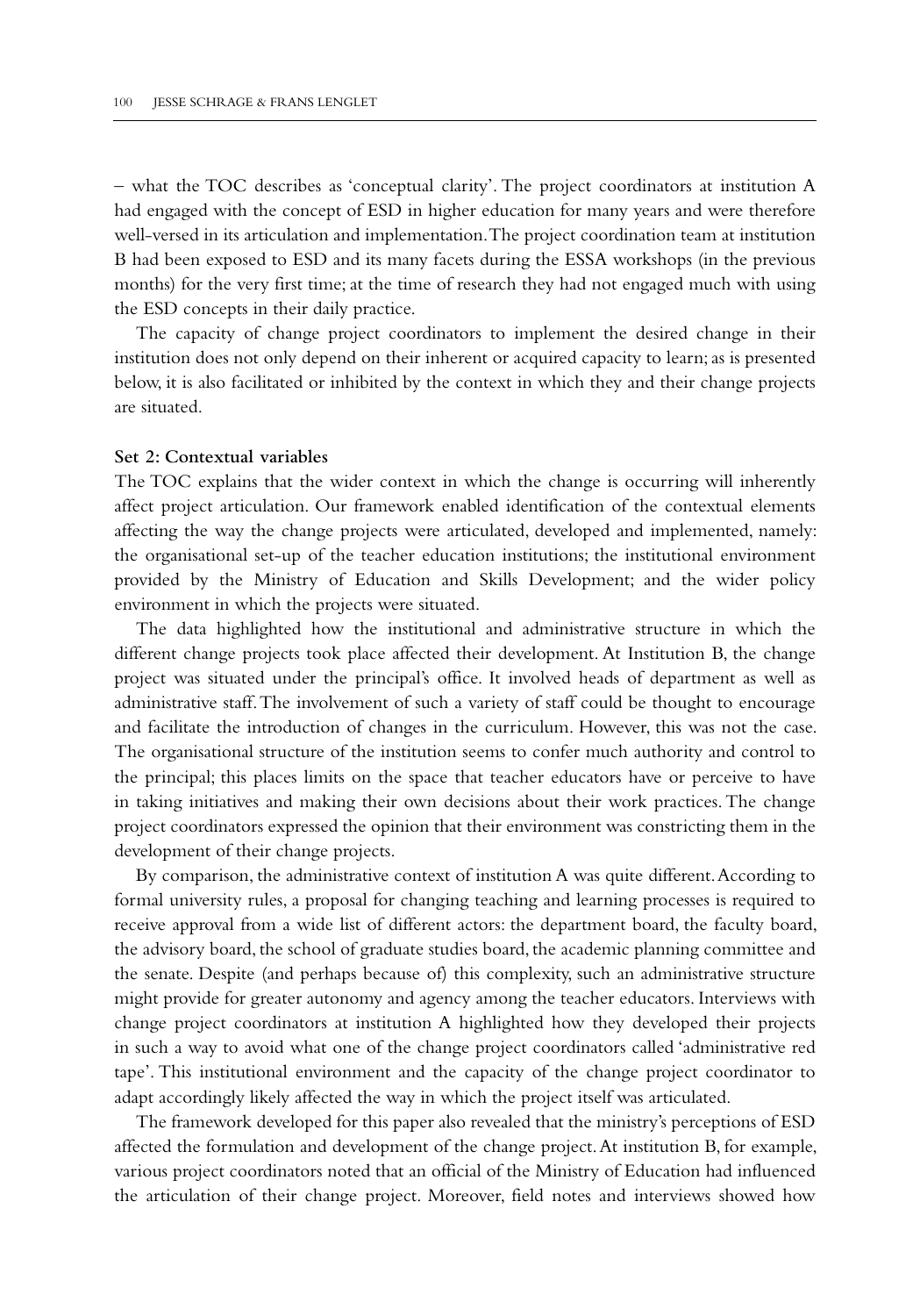– what the TOC describes as 'conceptual clarity'. The project coordinators at institution A had engaged with the concept of ESD in higher education for many years and were therefore well-versed in its articulation and implementation. The project coordination team at institution B had been exposed to ESD and its many facets during the ESSA workshops (in the previous months) for the very first time; at the time of research they had not engaged much with using the ESD concepts in their daily practice.

The capacity of change project coordinators to implement the desired change in their institution does not only depend on their inherent or acquired capacity to learn; as is presented below, it is also facilitated or inhibited by the context in which they and their change projects are situated.

**Set 2: Contextual variables**

The TOC explains that the wider context in which the change is occurring will inherently affect project articulation. Our framework enabled identification of the contextual elements affecting the way the change projects were articulated, developed and implemented, namely: the organisational set-up of the teacher education institutions; the institutional environment provided by the Ministry of Education and Skills Development; and the wider policy environment in which the projects were situated.

The data highlighted how the institutional and administrative structure in which the different change projects took place affected their development. At Institution B, the change project was situated under the principal's office. It involved heads of department as well as administrative staff. The involvement of such a variety of staff could be thought to encourage and facilitate the introduction of changes in the curriculum. However, this was not the case. The organisational structure of the institution seems to confer much authority and control to the principal; this places limits on the space that teacher educators have or perceive to have in taking initiatives and making their own decisions about their work practices. The change project coordinators expressed the opinion that their environment was constricting them in the development of their change projects.

By comparison, the administrative context of institution A was quite different. According to formal university rules, a proposal for changing teaching and learning processes is required to receive approval from a wide list of different actors: the department board, the faculty board, the advisory board, the school of graduate studies board, the academic planning committee and the senate. Despite (and perhaps because of) this complexity, such an administrative structure might provide for greater autonomy and agency among the teacher educators. Interviews with change project coordinators at institution A highlighted how they developed their projects in such a way to avoid what one of the change project coordinators called 'administrative red tape'. This institutional environment and the capacity of the change project coordinator to adapt accordingly likely affected the way in which the project itself was articulated.

The framework developed for this paper also revealed that the ministry's perceptions of ESD affected the formulation and development of the change project. At institution B, for example, various project coordinators noted that an official of the Ministry of Education had influenced the articulation of their change project. Moreover, field notes and interviews showed how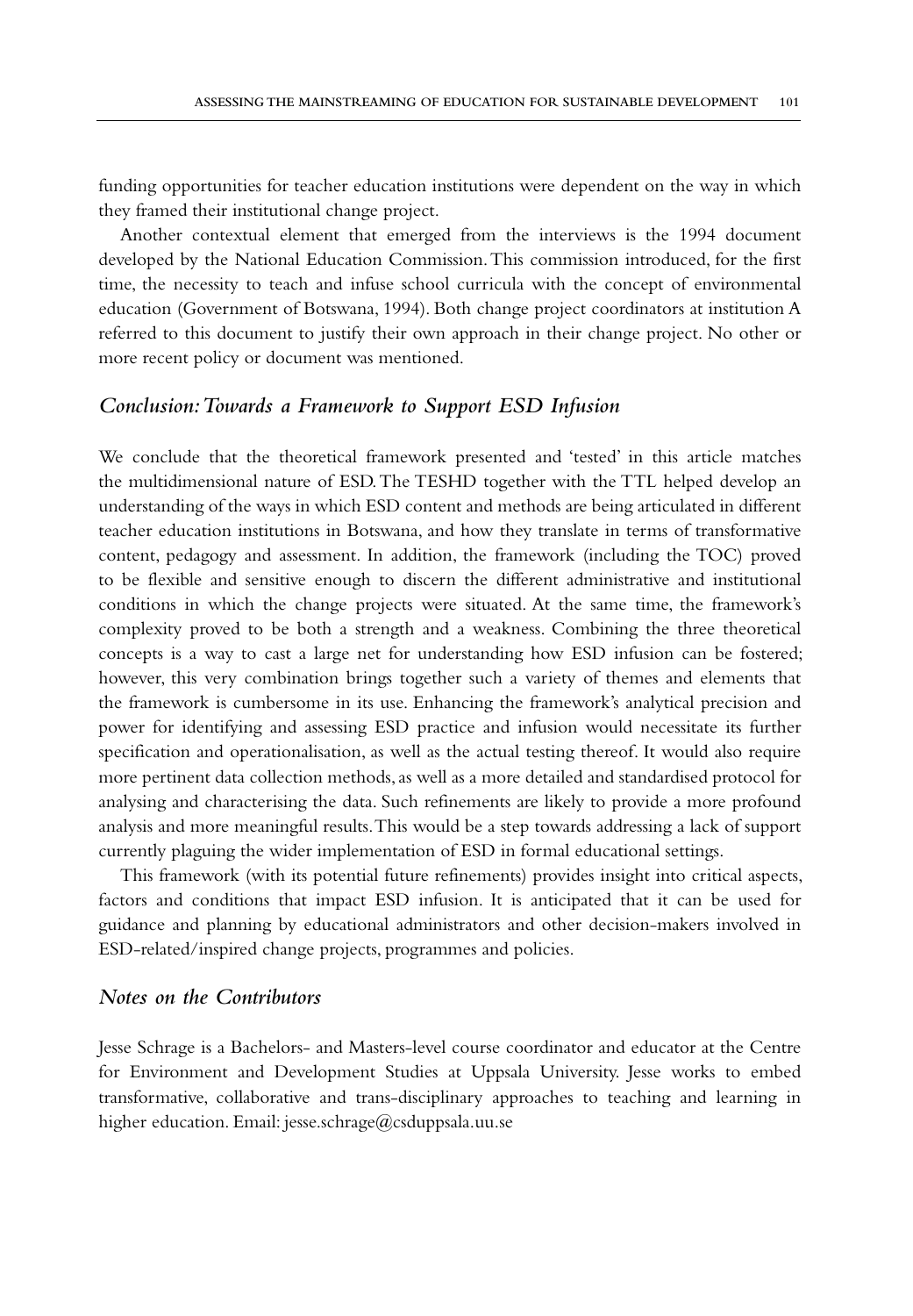funding opportunities for teacher education institutions were dependent on the way in which they framed their institutional change project.

Another contextual element that emerged from the interviews is the 1994 document developed by the National Education Commission. This commission introduced, for the first time, the necessity to teach and infuse school curricula with the concept of environmental education (Government of Botswana, 1994). Both change project coordinators at institution A referred to this document to justify their own approach in their change project. No other or more recent policy or document was mentioned.

## *Conclusion: Towards a Framework to Support ESD Infusion*

We conclude that the theoretical framework presented and 'tested' in this article matches the multidimensional nature of ESD. The TESHD together with the TTL helped develop an understanding of the ways in which ESD content and methods are being articulated in different teacher education institutions in Botswana, and how they translate in terms of transformative content, pedagogy and assessment. In addition, the framework (including the TOC) proved to be flexible and sensitive enough to discern the different administrative and institutional conditions in which the change projects were situated. At the same time, the framework's complexity proved to be both a strength and a weakness. Combining the three theoretical concepts is a way to cast a large net for understanding how ESD infusion can be fostered; however, this very combination brings together such a variety of themes and elements that the framework is cumbersome in its use. Enhancing the framework's analytical precision and power for identifying and assessing ESD practice and infusion would necessitate its further specification and operationalisation, as well as the actual testing thereof. It would also require more pertinent data collection methods, as well as a more detailed and standardised protocol for analysing and characterising the data. Such refinements are likely to provide a more profound analysis and more meaningful results. This would be a step towards addressing a lack of support currently plaguing the wider implementation of ESD in formal educational settings.

This framework (with its potential future refinements) provides insight into critical aspects, factors and conditions that impact ESD infusion. It is anticipated that it can be used for guidance and planning by educational administrators and other decision-makers involved in ESD-related/inspired change projects, programmes and policies.

## *Notes on the Contributors*

Jesse Schrage is a Bachelors- and Masters-level course coordinator and educator at the Centre for Environment and Development Studies at Uppsala University. Jesse works to embed transformative, collaborative and trans-disciplinary approaches to teaching and learning in higher education. Email: jesse.schrage@csduppsala.uu.se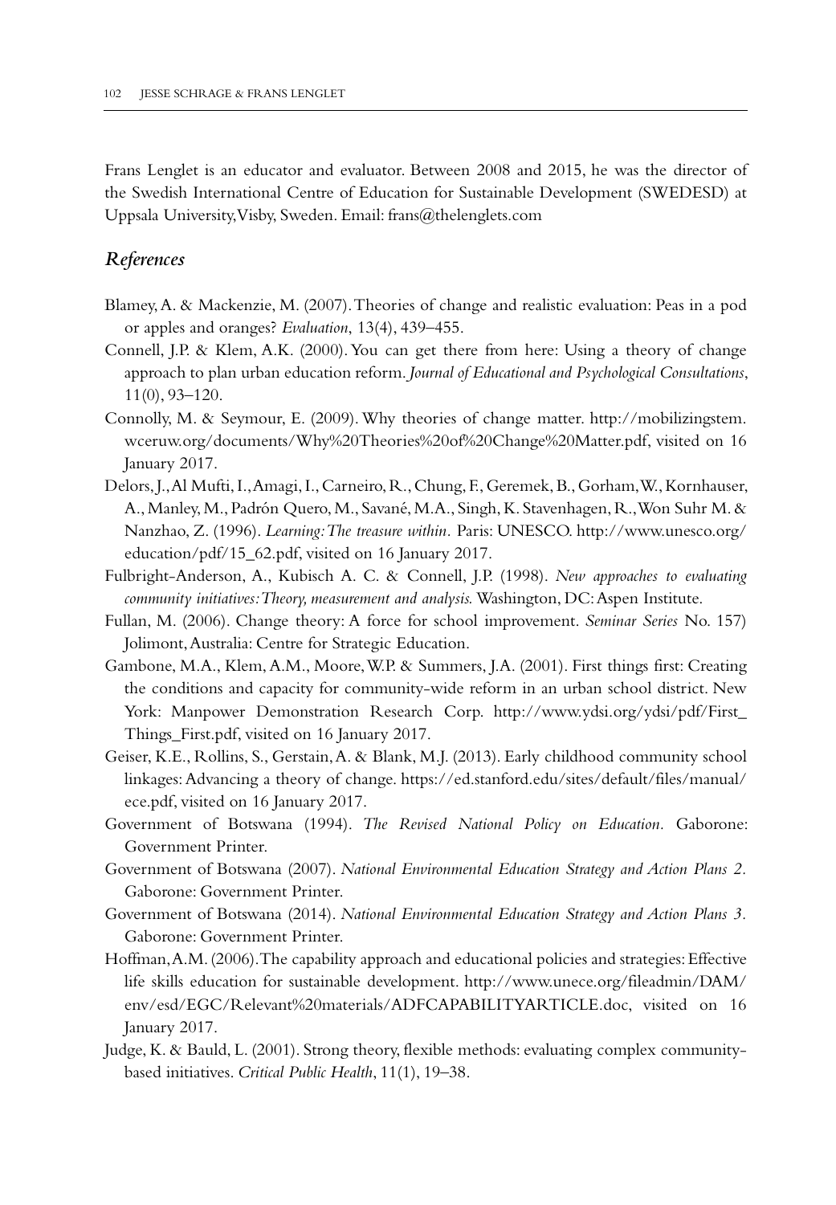Frans Lenglet is an educator and evaluator. Between 2008 and 2015, he was the director of the Swedish International Centre of Education for Sustainable Development (SWEDESD) at Uppsala University, Visby, Sweden. Email: frans@thelenglets.com

## *References*

Blamey, A. & Mackenzie, M. (2007). Theories of change and realistic evaluation: Peas in a pod or apples and oranges? *Evaluation*, 13(4), 439–455.

Connell, J.P. & Klem, A.K. (2000). You can get there from here: Using a theory of change approach to plan urban education reform. *Journal of Educational and Psychological Consultations*, 11(0), 93–120.

Connolly, M. & Seymour, E. (2009). Why theories of change matter. http://mobilizingstem.wceruw.org/documents/Why%20Theories%20of%20Change%20Matter.pdf, visited on 16 January 2017.

Delors, J., Al Mufti, I., Amagi, I., Carneiro, R., Chung, F., Geremek, B., Gorham, W., Kornhauser, A., Manley, M., Padrón Quero, M., Savané, M.A., Singh, K. Stavenhagen, R., Won Suhr M. & Nanzhao, Z. (1996). *Learning: The treasure within*. Paris: UNESCO. http://www.unesco.org/education/pdf/15_62.pdf, visited on 16 January 2017.

Fulbright-Anderson, A., Kubisch A. C. & Connell, J.P. (1998). *New approaches to evaluating community initiatives: Theory, measurement and analysis.* Washington, DC: Aspen Institute.

Fullan, M. (2006). Change theory: A force for school improvement. *Seminar Series* No. 157) Jolimont, Australia: Centre for Strategic Education.

Gambone, M.A., Klem, A.M., Moore, W.P. & Summers, J.A. (2001). First things first: Creating the conditions and capacity for community-wide reform in an urban school district. New York: Manpower Demonstration Research Corp. http://www.ydsi.org/ydsi/pdf/First_Things_First.pdf, visited on 16 January 2017.

Geiser, K.E., Rollins, S., Gerstain, A. & Blank, M.J. (2013). Early childhood community school linkages: Advancing a theory of change. https://ed.stanford.edu/sites/default/files/manual/ece.pdf, visited on 16 January 2017.

Government of Botswana (1994). *The Revised National Policy on Education*. Gaborone: Government Printer.

Government of Botswana (2007). *National Environmental Education Strategy and Action Plans 2*. Gaborone: Government Printer.

Government of Botswana (2014). *National Environmental Education Strategy and Action Plans 3*. Gaborone: Government Printer.

Hoffman, A.M. (2006). The capability approach and educational policies and strategies: Effective life skills education for sustainable development. http://www.unece.org/fileadmin/DAM/env/esd/EGC/Relevant%20materials/ADFCAPABILITYARTICLE.doc, visited on 16 January 2017.

Judge, K. & Bauld, L. (2001). Strong theory, flexible methods: evaluating complex community-based initiatives. *Critical Public Health*, 11(1), 19–38.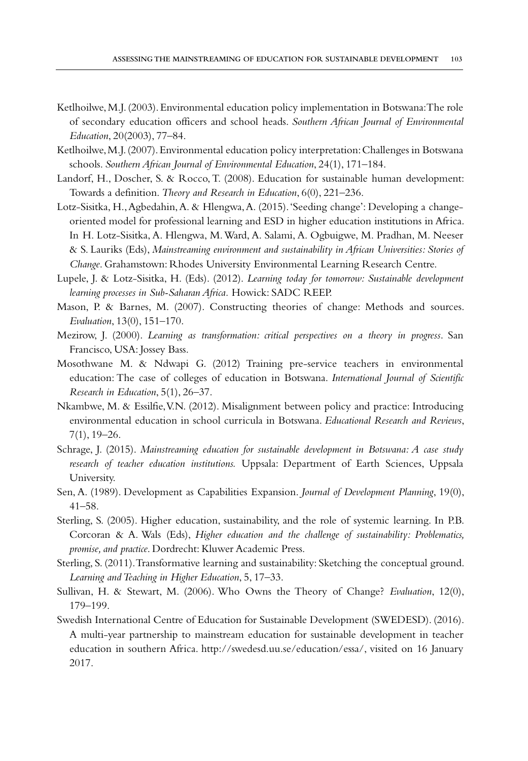Ketlhoilwe, M.J. (2003). Environmental education policy implementation in Botswana: The role of secondary education officers and school heads. *Southern African Journal of Environmental Education*, 20(2003), 77–84.

Ketlhoilwe, M.J. (2007). Environmental education policy interpretation: Challenges in Botswana schools. *Southern African Journal of Environmental Education*, 24(1), 171–184.

Landorf, H., Doscher, S. & Rocco, T. (2008). Education for sustainable human development: Towards a definition. *Theory and Research in Education*, 6(0), 221–236.

Lotz-Sisitka, H., Agbedahin, A. & Hlengwa, A. (2015). 'Seeding change': Developing a change-oriented model for professional learning and ESD in higher education institutions in Africa. In H. Lotz-Sisitka, A. Hlengwa, M. Ward, A. Salami, A. Ogbuigwe, M. Pradhan, M. Neeser & S. Lauriks (Eds), *Mainstreaming environment and sustainability in African Universities: Stories of Change*. Grahamstown: Rhodes University Environmental Learning Research Centre.

Lupele, J. & Lotz-Sisitka, H. (Eds). (2012). *Learning today for tomorrow: Sustainable development learning processes in Sub-Saharan Africa.* Howick: SADC REEP.

Mason, P. & Barnes, M. (2007). Constructing theories of change: Methods and sources. *Evaluation*, 13(0), 151–170.

Mezirow, J. (2000). *Learning as transformation: critical perspectives on a theory in progress*. San Francisco, USA: Jossey Bass.

Mosothwane M. & Ndwapi G. (2012) Training pre-service teachers in environmental education: The case of colleges of education in Botswana. *International Journal of Scientific Research in Education*, 5(1), 26–37.

Nkambwe, M. & Essilfie, V.N. (2012). Misalignment between policy and practice: Introducing environmental education in school curricula in Botswana. *Educational Research and Reviews*, 7(1), 19–26.

Schrage, J. (2015). *Mainstreaming education for sustainable development in Botswana: A case study research of teacher education institutions.* Uppsala: Department of Earth Sciences, Uppsala University.

Sen, A. (1989). Development as Capabilities Expansion. *Journal of Development Planning*, 19(0), 41–58.

Sterling, S. (2005). Higher education, sustainability, and the role of systemic learning. In P.B. Corcoran & A. Wals (Eds), *Higher education and the challenge of sustainability: Problematics, promise, and practice*. Dordrecht: Kluwer Academic Press.

Sterling, S. (2011). Transformative learning and sustainability: Sketching the conceptual ground. *Learning and Teaching in Higher Education*, 5, 17–33.

Sullivan, H. & Stewart, M. (2006). Who Owns the Theory of Change? *Evaluation*, 12(0), 179–199.

Swedish International Centre of Education for Sustainable Development (SWEDESD). (2016). A multi-year partnership to mainstream education for sustainable development in teacher education in southern Africa. http://swedesd.uu.se/education/essa/, visited on 16 January 2017.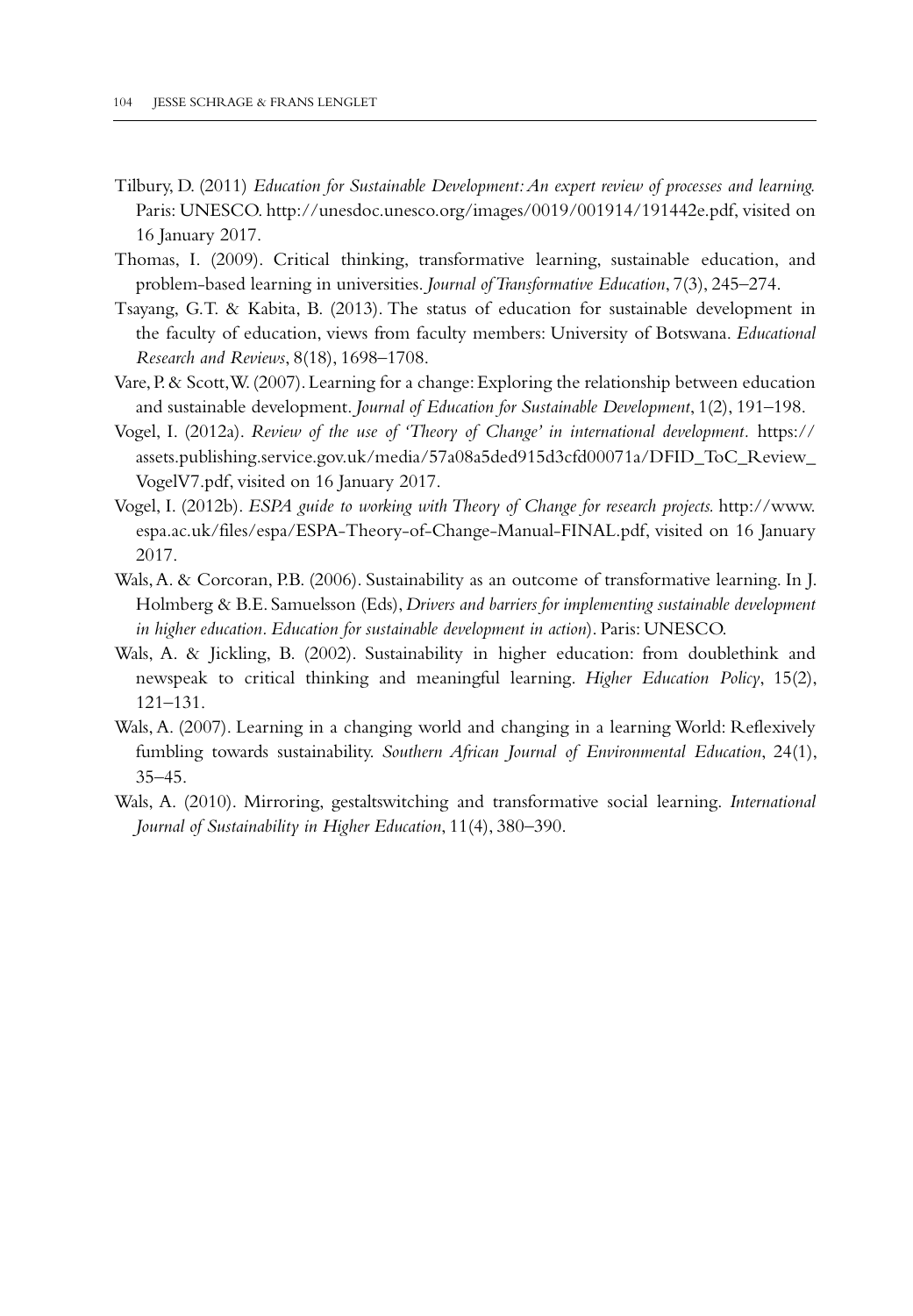Tilbury, D. (2011) *Education for Sustainable Development: An expert review of processes and learning.* Paris: UNESCO. http://unesdoc.unesco.org/images/0019/001914/191442e.pdf, visited on 16 January 2017.

Thomas, I. (2009). Critical thinking, transformative learning, sustainable education, and problem-based learning in universities. *Journal of Transformative Education*, 7(3), 245–274.

Tsayang, G.T. & Kabita, B. (2013). The status of education for sustainable development in the faculty of education, views from faculty members: University of Botswana. *Educational Research and Reviews*, 8(18), 1698–1708.

Vare, P. & Scott, W. (2007). Learning for a change: Exploring the relationship between education and sustainable development. *Journal of Education for Sustainable Development*, 1(2), 191–198.

Vogel, I. (2012a). *Review of the use of 'Theory of Change' in international development*. https://assets.publishing.service.gov.uk/media/57a08a5ded915d3cfd00071a/DFID_ToC_Review_VogelV7.pdf, visited on 16 January 2017.

Vogel, I. (2012b). *ESPA guide to working with Theory of Change for research projects.* http://www.espa.ac.uk/files/espa/ESPA-Theory-of-Change-Manual-FINAL.pdf, visited on 16 January 2017.

Wals, A. & Corcoran, P.B. (2006). Sustainability as an outcome of transformative learning. In J. Holmberg & B.E. Samuelsson (Eds), *Drivers and barriers for implementing sustainable development in higher education. Education for sustainable development in action*). Paris: UNESCO.

Wals, A. & Jickling, B. (2002). Sustainability in higher education: from doublethink and newspeak to critical thinking and meaningful learning. *Higher Education Policy*, 15(2), 121–131.

Wals, A. (2007). Learning in a changing world and changing in a learning World: Reflexively fumbling towards sustainability. *Southern African Journal of Environmental Education*, 24(1), 35–45.

Wals, A. (2010). Mirroring, gestaltswitching and transformative social learning. *International Journal of Sustainability in Higher Education*, 11(4), 380–390.